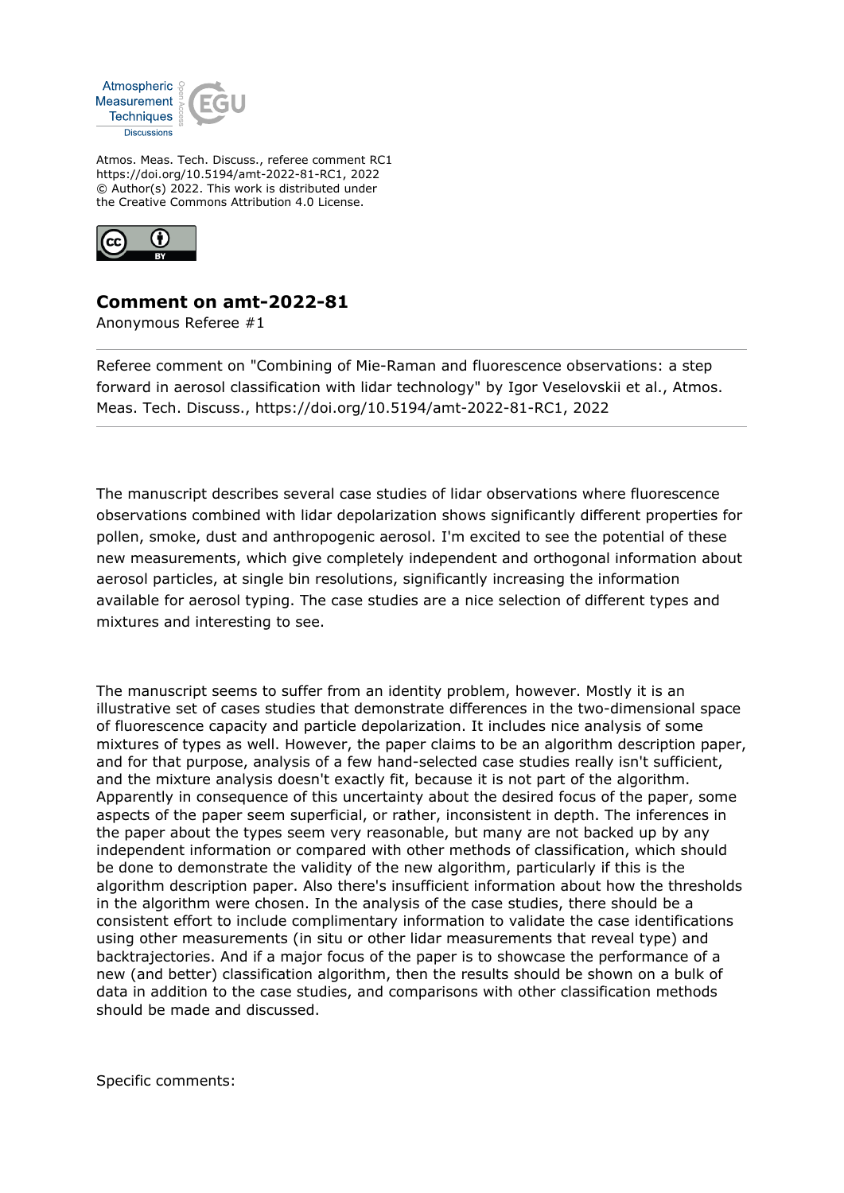Atmos. Meas. Tech. Discuss., referee comment RC1
https://doi.org/10.5194/amt-2022-81-RC1, 2022
© Author(s) 2022. This work is distributed under
the Creative Commons Attribution 4.0 License.

## Comment on amt-2022-81

Anonymous Referee #1

Referee comment on "Combining of Mie-Raman and fluorescence observations: a step forward in aerosol classification with lidar technology" by Igor Veselovskii et al., Atmos. Meas. Tech. Discuss., https://doi.org/10.5194/amt-2022-81-RC1, 2022

The manuscript describes several case studies of lidar observations where fluorescence observations combined with lidar depolarization shows significantly different properties for pollen, smoke, dust and anthropogenic aerosol. I'm excited to see the potential of these new measurements, which give completely independent and orthogonal information about aerosol particles, at single bin resolutions, significantly increasing the information available for aerosol typing. The case studies are a nice selection of different types and mixtures and interesting to see.

The manuscript seems to suffer from an identity problem, however. Mostly it is an illustrative set of cases studies that demonstrate differences in the two-dimensional space of fluorescence capacity and particle depolarization. It includes nice analysis of some mixtures of types as well. However, the paper claims to be an algorithm description paper, and for that purpose, analysis of a few hand-selected case studies really isn't sufficient, and the mixture analysis doesn't exactly fit, because it is not part of the algorithm. Apparently in consequence of this uncertainty about the desired focus of the paper, some aspects of the paper seem superficial, or rather, inconsistent in depth. The inferences in the paper about the types seem very reasonable, but many are not backed up by any independent information or compared with other methods of classification, which should be done to demonstrate the validity of the new algorithm, particularly if this is the algorithm description paper. Also there's insufficient information about how the thresholds in the algorithm were chosen. In the analysis of the case studies, there should be a consistent effort to include complimentary information to validate the case identifications using other measurements (in situ or other lidar measurements that reveal type) and backtrajectories. And if a major focus of the paper is to showcase the performance of a new (and better) classification algorithm, then the results should be shown on a bulk of data in addition to the case studies, and comparisons with other classification methods should be made and discussed.

Specific comments: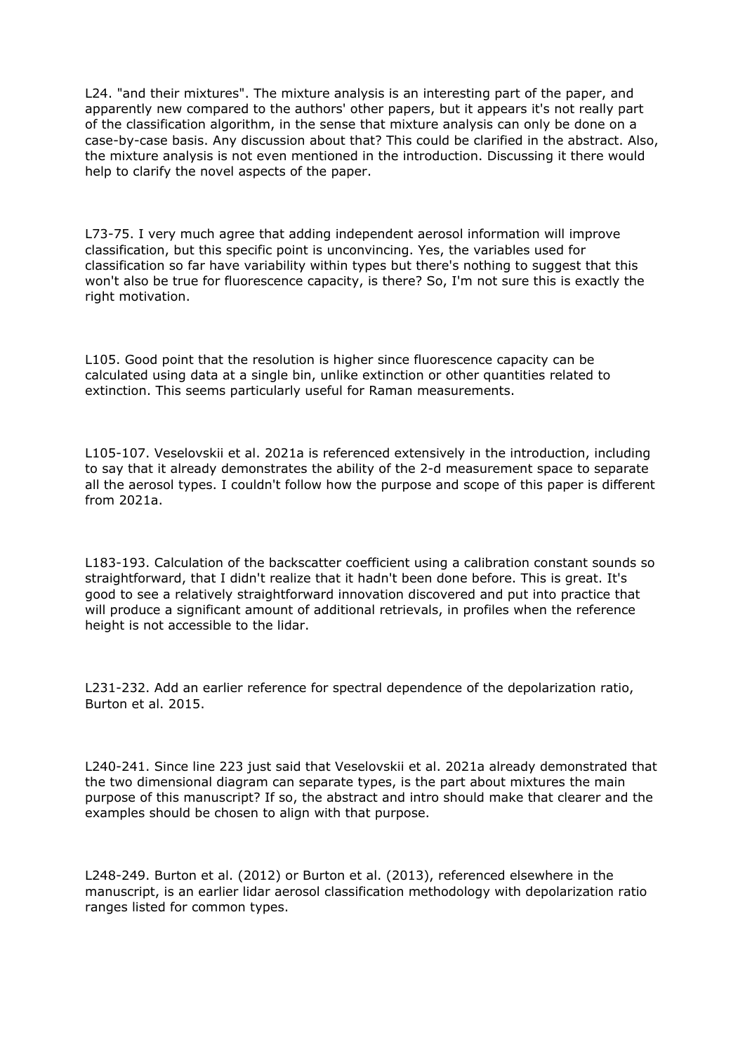L24. "and their mixtures". The mixture analysis is an interesting part of the paper, and apparently new compared to the authors' other papers, but it appears it's not really part of the classification algorithm, in the sense that mixture analysis can only be done on a case-by-case basis. Any discussion about that? This could be clarified in the abstract. Also, the mixture analysis is not even mentioned in the introduction. Discussing it there would help to clarify the novel aspects of the paper.

L73-75. I very much agree that adding independent aerosol information will improve classification, but this specific point is unconvincing. Yes, the variables used for classification so far have variability within types but there's nothing to suggest that this won't also be true for fluorescence capacity, is there? So, I'm not sure this is exactly the right motivation.

L105. Good point that the resolution is higher since fluorescence capacity can be calculated using data at a single bin, unlike extinction or other quantities related to extinction. This seems particularly useful for Raman measurements.

L105-107. Veselovskii et al. 2021a is referenced extensively in the introduction, including to say that it already demonstrates the ability of the 2-d measurement space to separate all the aerosol types. I couldn't follow how the purpose and scope of this paper is different from 2021a.

L183-193. Calculation of the backscatter coefficient using a calibration constant sounds so straightforward, that I didn't realize that it hadn't been done before. This is great. It's good to see a relatively straightforward innovation discovered and put into practice that will produce a significant amount of additional retrievals, in profiles when the reference height is not accessible to the lidar.

L231-232. Add an earlier reference for spectral dependence of the depolarization ratio, Burton et al. 2015.

L240-241. Since line 223 just said that Veselovskii et al. 2021a already demonstrated that the two dimensional diagram can separate types, is the part about mixtures the main purpose of this manuscript? If so, the abstract and intro should make that clearer and the examples should be chosen to align with that purpose.

L248-249. Burton et al. (2012) or Burton et al. (2013), referenced elsewhere in the manuscript, is an earlier lidar aerosol classification methodology with depolarization ratio ranges listed for common types.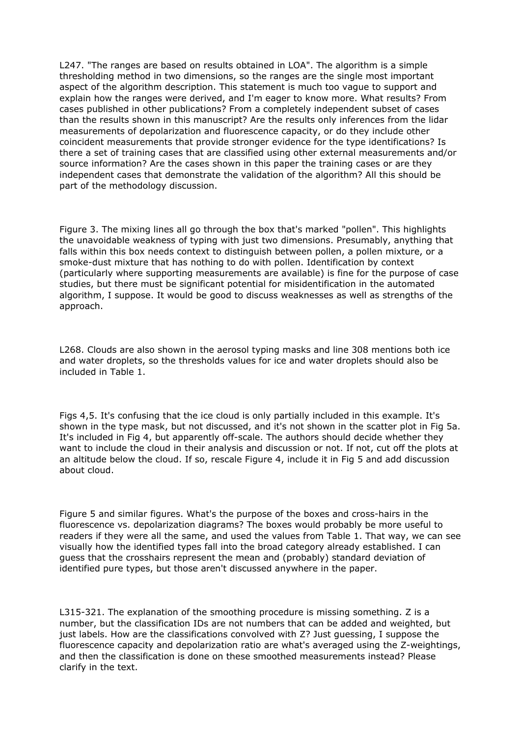L247. "The ranges are based on results obtained in LOA". The algorithm is a simple thresholding method in two dimensions, so the ranges are the single most important aspect of the algorithm description. This statement is much too vague to support and explain how the ranges were derived, and I'm eager to know more. What results? From cases published in other publications? From a completely independent subset of cases than the results shown in this manuscript? Are the results only inferences from the lidar measurements of depolarization and fluorescence capacity, or do they include other coincident measurements that provide stronger evidence for the type identifications? Is there a set of training cases that are classified using other external measurements and/or source information? Are the cases shown in this paper the training cases or are they independent cases that demonstrate the validation of the algorithm? All this should be part of the methodology discussion.

Figure 3. The mixing lines all go through the box that's marked "pollen". This highlights the unavoidable weakness of typing with just two dimensions. Presumably, anything that falls within this box needs context to distinguish between pollen, a pollen mixture, or a smoke-dust mixture that has nothing to do with pollen. Identification by context (particularly where supporting measurements are available) is fine for the purpose of case studies, but there must be significant potential for misidentification in the automated algorithm, I suppose. It would be good to discuss weaknesses as well as strengths of the approach.

L268. Clouds are also shown in the aerosol typing masks and line 308 mentions both ice and water droplets, so the thresholds values for ice and water droplets should also be included in Table 1.

Figs 4,5. It's confusing that the ice cloud is only partially included in this example. It's shown in the type mask, but not discussed, and it's not shown in the scatter plot in Fig 5a. It's included in Fig 4, but apparently off-scale. The authors should decide whether they want to include the cloud in their analysis and discussion or not. If not, cut off the plots at an altitude below the cloud. If so, rescale Figure 4, include it in Fig 5 and add discussion about cloud.

Figure 5 and similar figures. What's the purpose of the boxes and cross-hairs in the fluorescence vs. depolarization diagrams? The boxes would probably be more useful to readers if they were all the same, and used the values from Table 1. That way, we can see visually how the identified types fall into the broad category already established. I can guess that the crosshairs represent the mean and (probably) standard deviation of identified pure types, but those aren't discussed anywhere in the paper.

L315-321. The explanation of the smoothing procedure is missing something. Z is a number, but the classification IDs are not numbers that can be added and weighted, but just labels. How are the classifications convolved with Z? Just guessing, I suppose the fluorescence capacity and depolarization ratio are what's averaged using the Z-weightings, and then the classification is done on these smoothed measurements instead? Please clarify in the text.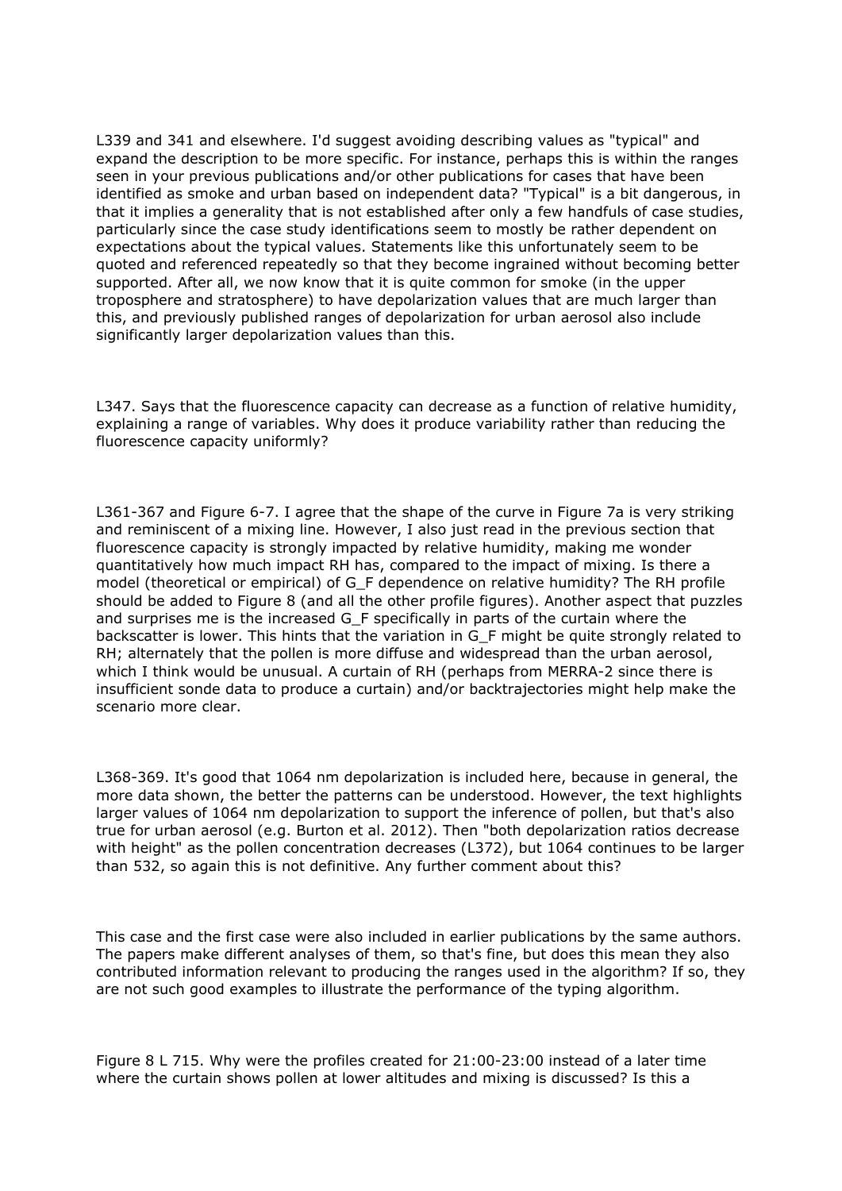L339 and 341 and elsewhere. I'd suggest avoiding describing values as "typical" and expand the description to be more specific. For instance, perhaps this is within the ranges seen in your previous publications and/or other publications for cases that have been identified as smoke and urban based on independent data? "Typical" is a bit dangerous, in that it implies a generality that is not established after only a few handfuls of case studies, particularly since the case study identifications seem to mostly be rather dependent on expectations about the typical values. Statements like this unfortunately seem to be quoted and referenced repeatedly so that they become ingrained without becoming better supported. After all, we now know that it is quite common for smoke (in the upper troposphere and stratosphere) to have depolarization values that are much larger than this, and previously published ranges of depolarization for urban aerosol also include significantly larger depolarization values than this.

L347. Says that the fluorescence capacity can decrease as a function of relative humidity, explaining a range of variables. Why does it produce variability rather than reducing the fluorescence capacity uniformly?

L361-367 and Figure 6-7. I agree that the shape of the curve in Figure 7a is very striking and reminiscent of a mixing line. However, I also just read in the previous section that fluorescence capacity is strongly impacted by relative humidity, making me wonder quantitatively how much impact RH has, compared to the impact of mixing. Is there a model (theoretical or empirical) of $G_F$ dependence on relative humidity? The RH profile should be added to Figure 8 (and all the other profile figures). Another aspect that puzzles and surprises me is the increased $G_F$ specifically in parts of the curtain where the backscatter is lower. This hints that the variation in $G_F$ might be quite strongly related to RH; alternately that the pollen is more diffuse and widespread than the urban aerosol, which I think would be unusual. A curtain of RH (perhaps from MERRA-2 since there is insufficient sonde data to produce a curtain) and/or backtrajectories might help make the scenario more clear.

L368-369. It's good that 1064 nm depolarization is included here, because in general, the more data shown, the better the patterns can be understood. However, the text highlights larger values of 1064 nm depolarization to support the inference of pollen, but that's also true for urban aerosol (e.g. Burton et al. 2012). Then "both depolarization ratios decrease with height" as the pollen concentration decreases (L372), but 1064 continues to be larger than 532, so again this is not definitive. Any further comment about this?

This case and the first case were also included in earlier publications by the same authors. The papers make different analyses of them, so that's fine, but does this mean they also contributed information relevant to producing the ranges used in the algorithm? If so, they are not such good examples to illustrate the performance of the typing algorithm.

Figure 8 L 715. Why were the profiles created for 21:00-23:00 instead of a later time where the curtain shows pollen at lower altitudes and mixing is discussed? Is this a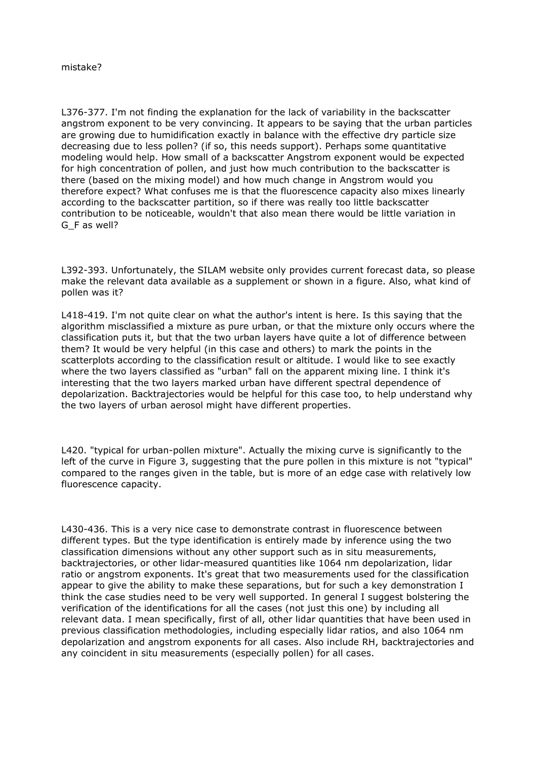mistake?

L376-377. I'm not finding the explanation for the lack of variability in the backscatter angstrom exponent to be very convincing. It appears to be saying that the urban particles are growing due to humidification exactly in balance with the effective dry particle size decreasing due to less pollen? (if so, this needs support). Perhaps some quantitative modeling would help. How small of a backscatter Angstrom exponent would be expected for high concentration of pollen, and just how much contribution to the backscatter is there (based on the mixing model) and how much change in Angstrom would you therefore expect? What confuses me is that the fluorescence capacity also mixes linearly according to the backscatter partition, so if there was really too little backscatter contribution to be noticeable, wouldn't that also mean there would be little variation in $G_F$ as well?

L392-393. Unfortunately, the SILAM website only provides current forecast data, so please make the relevant data available as a supplement or shown in a figure. Also, what kind of pollen was it?

L418-419. I'm not quite clear on what the author's intent is here. Is this saying that the algorithm misclassified a mixture as pure urban, or that the mixture only occurs where the classification puts it, but that the two urban layers have quite a lot of difference between them? It would be very helpful (in this case and others) to mark the points in the scatterplots according to the classification result or altitude. I would like to see exactly where the two layers classified as "urban" fall on the apparent mixing line. I think it's interesting that the two layers marked urban have different spectral dependence of depolarization. Backtrajectories would be helpful for this case too, to help understand why the two layers of urban aerosol might have different properties.

L420. "typical for urban-pollen mixture". Actually the mixing curve is significantly to the left of the curve in Figure 3, suggesting that the pure pollen in this mixture is not "typical" compared to the ranges given in the table, but is more of an edge case with relatively low fluorescence capacity.

L430-436. This is a very nice case to demonstrate contrast in fluorescence between different types. But the type identification is entirely made by inference using the two classification dimensions without any other support such as in situ measurements, backtrajectories, or other lidar-measured quantities like 1064 nm depolarization, lidar ratio or angstrom exponents. It's great that two measurements used for the classification appear to give the ability to make these separations, but for such a key demonstration I think the case studies need to be very well supported. In general I suggest bolstering the verification of the identifications for all the cases (not just this one) by including all relevant data. I mean specifically, first of all, other lidar quantities that have been used in previous classification methodologies, including especially lidar ratios, and also 1064 nm depolarization and angstrom exponents for all cases. Also include RH, backtrajectories and any coincident in situ measurements (especially pollen) for all cases.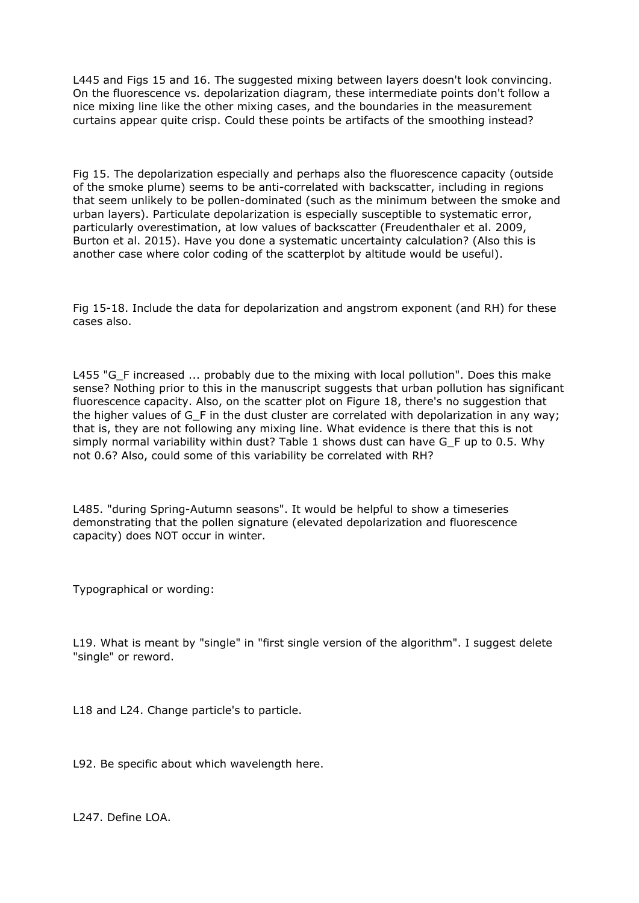L445 and Figs 15 and 16. The suggested mixing between layers doesn't look convincing. On the fluorescence vs. depolarization diagram, these intermediate points don't follow a nice mixing line like the other mixing cases, and the boundaries in the measurement curtains appear quite crisp. Could these points be artifacts of the smoothing instead?

Fig 15. The depolarization especially and perhaps also the fluorescence capacity (outside of the smoke plume) seems to be anti-correlated with backscatter, including in regions that seem unlikely to be pollen-dominated (such as the minimum between the smoke and urban layers). Particulate depolarization is especially susceptible to systematic error, particularly overestimation, at low values of backscatter (Freudenthaler et al. 2009, Burton et al. 2015). Have you done a systematic uncertainty calculation? (Also this is another case where color coding of the scatterplot by altitude would be useful).

Fig 15-18. Include the data for depolarization and angstrom exponent (and RH) for these cases also.

L455 "$G_F$ increased ... probably due to the mixing with local pollution". Does this make sense? Nothing prior to this in the manuscript suggests that urban pollution has significant fluorescence capacity. Also, on the scatter plot on Figure 18, there's no suggestion that the higher values of $G_F$ in the dust cluster are correlated with depolarization in any way; that is, they are not following any mixing line. What evidence is there that this is not simply normal variability within dust? Table 1 shows dust can have $G_F$ up to 0.5. Why not 0.6? Also, could some of this variability be correlated with RH?

L485. "during Spring-Autumn seasons". It would be helpful to show a timeseries demonstrating that the pollen signature (elevated depolarization and fluorescence capacity) does NOT occur in winter.

Typographical or wording:

L19. What is meant by "single" in "first single version of the algorithm". I suggest delete "single" or reword.

L18 and L24. Change particle's to particle.

L92. Be specific about which wavelength here.

L247. Define LOA.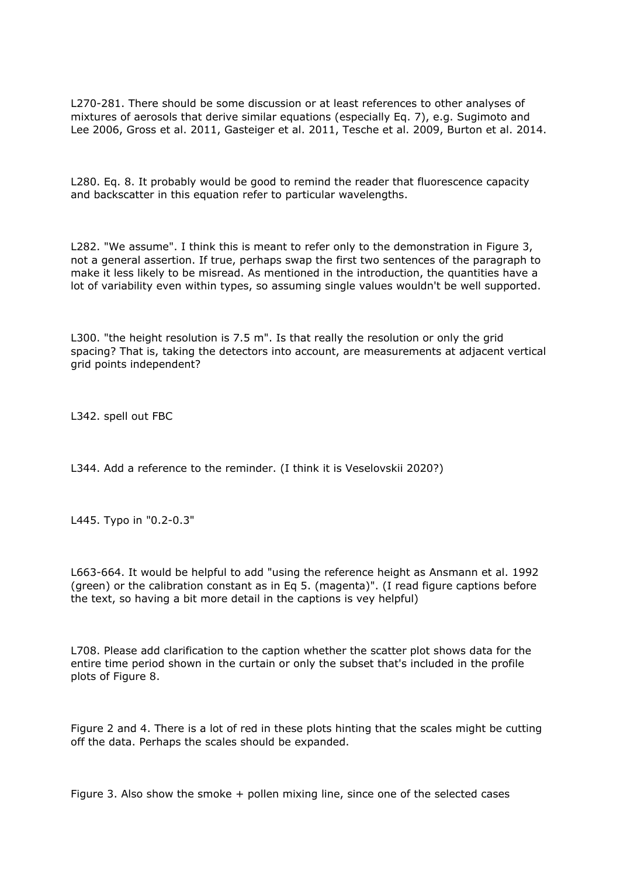L270-281. There should be some discussion or at least references to other analyses of mixtures of aerosols that derive similar equations (especially Eq. 7), e.g. Sugimoto and Lee 2006, Gross et al. 2011, Gasteiger et al. 2011, Tesche et al. 2009, Burton et al. 2014.

L280. Eq. 8. It probably would be good to remind the reader that fluorescence capacity and backscatter in this equation refer to particular wavelengths.

L282. "We assume". I think this is meant to refer only to the demonstration in Figure 3, not a general assertion. If true, perhaps swap the first two sentences of the paragraph to make it less likely to be misread. As mentioned in the introduction, the quantities have a lot of variability even within types, so assuming single values wouldn't be well supported.

L300. "the height resolution is 7.5 m". Is that really the resolution or only the grid spacing? That is, taking the detectors into account, are measurements at adjacent vertical grid points independent?

L342. spell out FBC

L344. Add a reference to the reminder. (I think it is Veselovskii 2020?)

L445. Typo in "0.2-0.3"

L663-664. It would be helpful to add "using the reference height as Ansmann et al. 1992 (green) or the calibration constant as in Eq 5. (magenta)". (I read figure captions before the text, so having a bit more detail in the captions is vey helpful)

L708. Please add clarification to the caption whether the scatter plot shows data for the entire time period shown in the curtain or only the subset that's included in the profile plots of Figure 8.

Figure 2 and 4. There is a lot of red in these plots hinting that the scales might be cutting off the data. Perhaps the scales should be expanded.

Figure 3. Also show the smoke + pollen mixing line, since one of the selected cases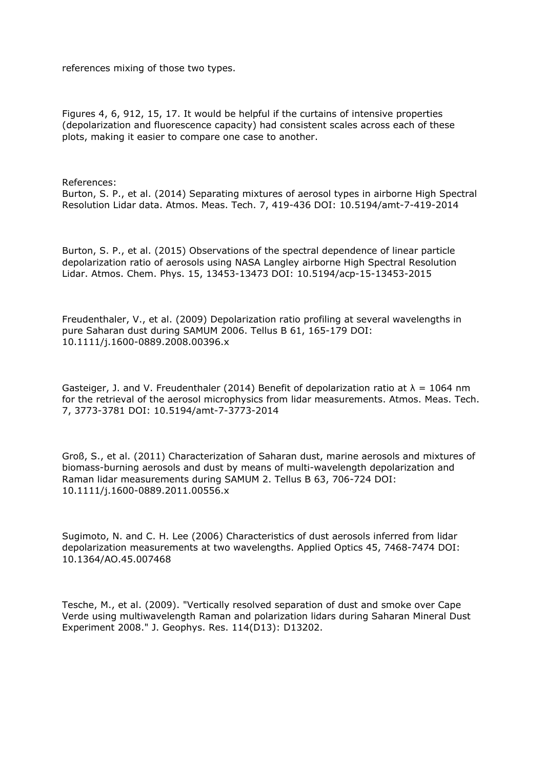references mixing of those two types.

Figures 4, 6, 912, 15, 17. It would be helpful if the curtains of intensive properties (depolarization and fluorescence capacity) had consistent scales across each of these plots, making it easier to compare one case to another.

References:

Burton, S. P., et al. (2014) Separating mixtures of aerosol types in airborne High Spectral Resolution Lidar data. Atmos. Meas. Tech. 7, 419-436 DOI: 10.5194/amt-7-419-2014

Burton, S. P., et al. (2015) Observations of the spectral dependence of linear particle depolarization ratio of aerosols using NASA Langley airborne High Spectral Resolution Lidar. Atmos. Chem. Phys. 15, 13453-13473 DOI: 10.5194/acp-15-13453-2015

Freudenthaler, V., et al. (2009) Depolarization ratio profiling at several wavelengths in pure Saharan dust during SAMUM 2006. Tellus B 61, 165-179 DOI: 10.1111/j.1600-0889.2008.00396.x

Gasteiger, J. and V. Freudenthaler (2014) Benefit of depolarization ratio at $\lambda$ = 1064 nm for the retrieval of the aerosol microphysics from lidar measurements. Atmos. Meas. Tech. 7, 3773-3781 DOI: 10.5194/amt-7-3773-2014

Groß, S., et al. (2011) Characterization of Saharan dust, marine aerosols and mixtures of biomass-burning aerosols and dust by means of multi-wavelength depolarization and Raman lidar measurements during SAMUM 2. Tellus B 63, 706-724 DOI: 10.1111/j.1600-0889.2011.00556.x

Sugimoto, N. and C. H. Lee (2006) Characteristics of dust aerosols inferred from lidar depolarization measurements at two wavelengths. Applied Optics 45, 7468-7474 DOI: 10.1364/AO.45.007468

Tesche, M., et al. (2009). "Vertically resolved separation of dust and smoke over Cape Verde using multiwavelength Raman and polarization lidars during Saharan Mineral Dust Experiment 2008." J. Geophys. Res. 114(D13): D13202.